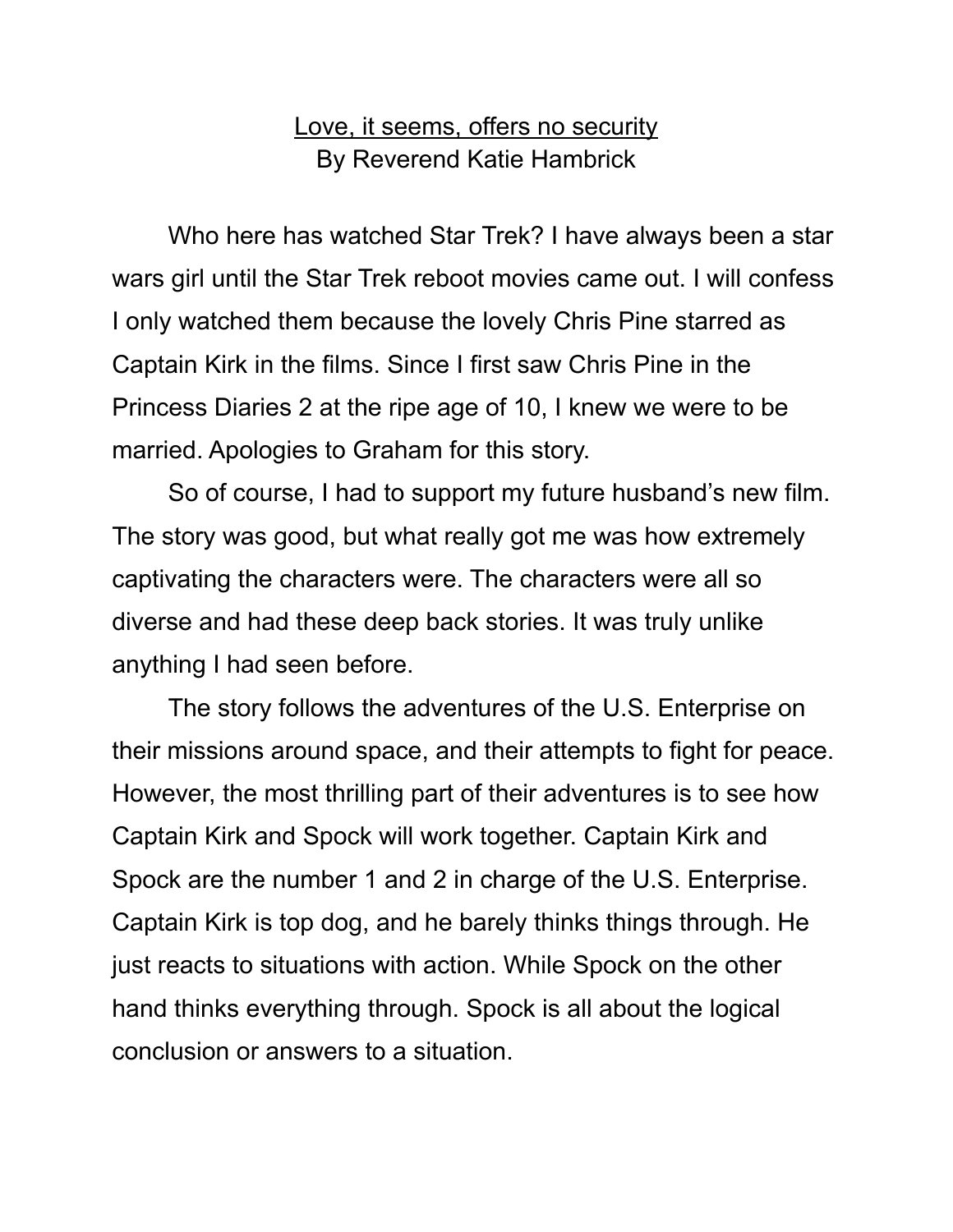<u>Love, it seems, offers no security</u>

By Reverend Katie Hambrick

Who here has watched Star Trek? I have always been a star wars girl until the Star Trek reboot movies came out. I will confess I only watched them because the lovely Chris Pine starred as Captain Kirk in the films. Since I first saw Chris Pine in the Princess Diaries 2 at the ripe age of 10, I knew we were to be married. Apologies to Graham for this story.

So of course, I had to support my future husband's new film. The story was good, but what really got me was how extremely captivating the characters were. The characters were all so diverse and had these deep back stories. It was truly unlike anything I had seen before.

The story follows the adventures of the U.S. Enterprise on their missions around space, and their attempts to fight for peace. However, the most thrilling part of their adventures is to see how Captain Kirk and Spock will work together. Captain Kirk and Spock are the number 1 and 2 in charge of the U.S. Enterprise. Captain Kirk is top dog, and he barely thinks things through. He just reacts to situations with action. While Spock on the other hand thinks everything through. Spock is all about the logical conclusion or answers to a situation.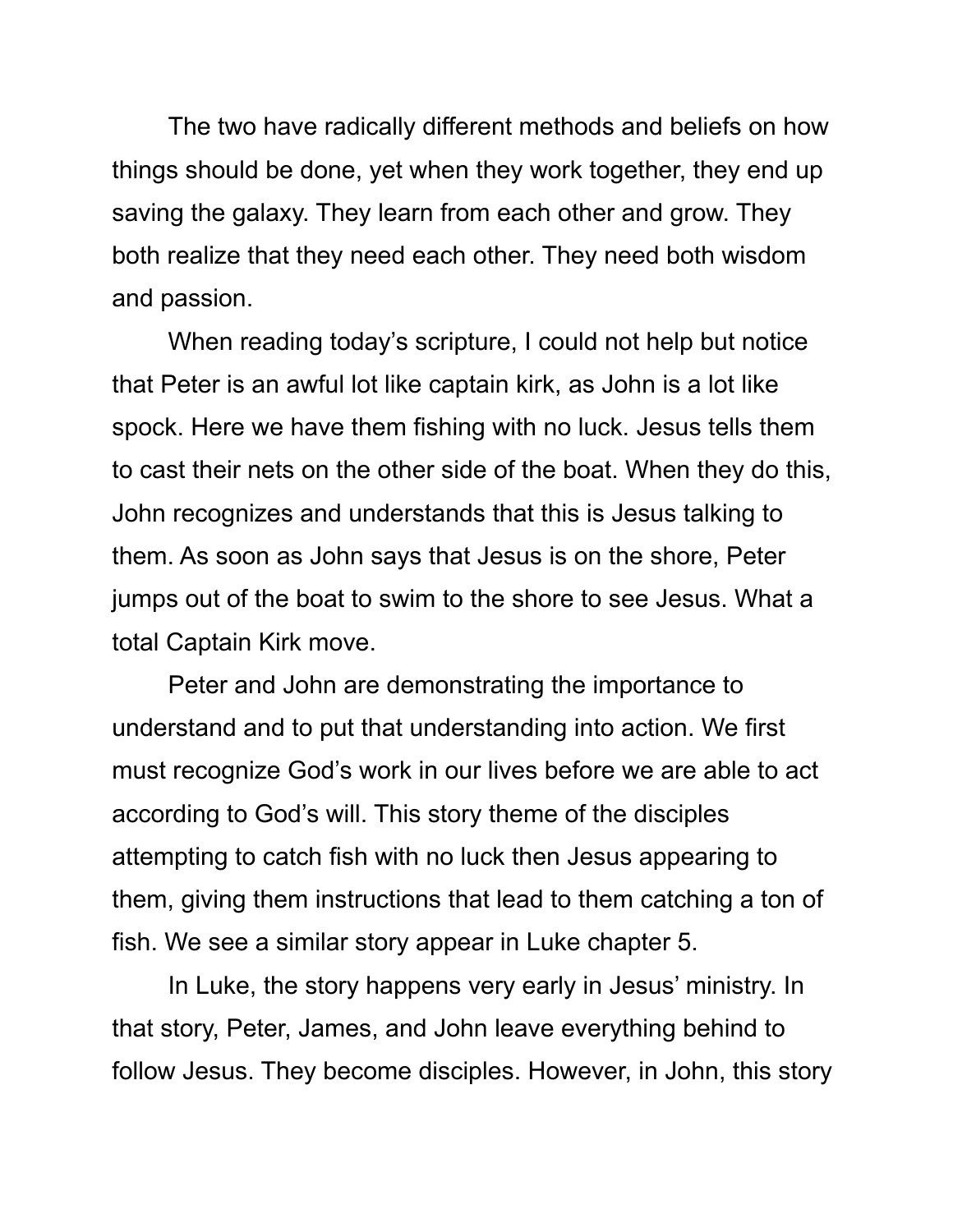The two have radically different methods and beliefs on how things should be done, yet when they work together, they end up saving the galaxy. They learn from each other and grow. They both realize that they need each other. They need both wisdom and passion.

When reading today's scripture, I could not help but notice that Peter is an awful lot like captain kirk, as John is a lot like spock. Here we have them fishing with no luck. Jesus tells them to cast their nets on the other side of the boat. When they do this, John recognizes and understands that this is Jesus talking to them. As soon as John says that Jesus is on the shore, Peter jumps out of the boat to swim to the shore to see Jesus. What a total Captain Kirk move.

Peter and John are demonstrating the importance to understand and to put that understanding into action. We first must recognize God's work in our lives before we are able to act according to God's will. This story theme of the disciples attempting to catch fish with no luck then Jesus appearing to them, giving them instructions that lead to them catching a ton of fish. We see a similar story appear in Luke chapter 5.

In Luke, the story happens very early in Jesus' ministry. In that story, Peter, James, and John leave everything behind to follow Jesus. They become disciples. However, in John, this story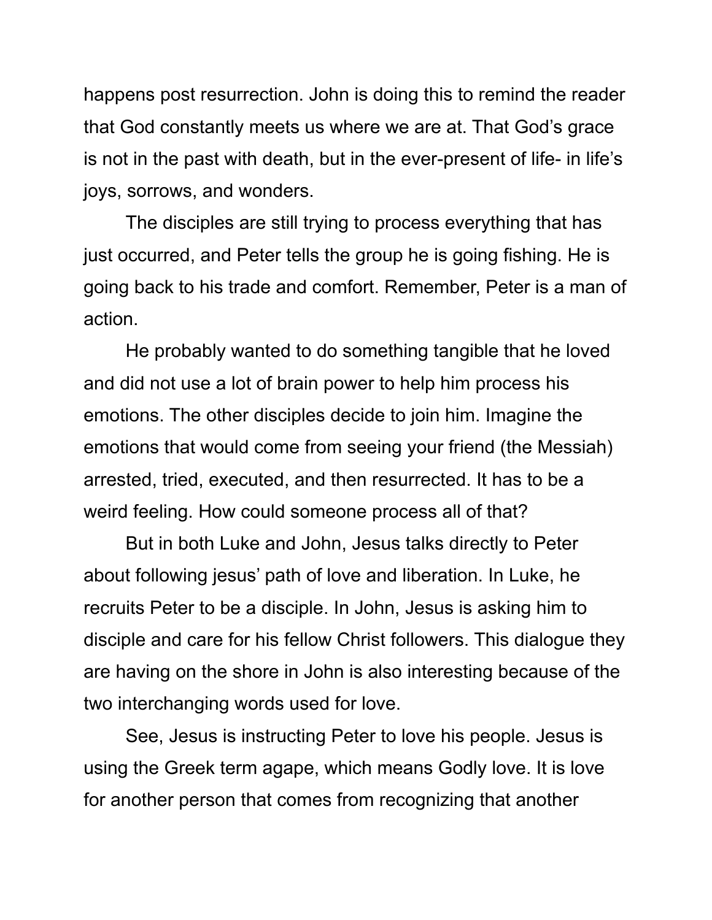happens post resurrection. John is doing this to remind the reader that God constantly meets us where we are at. That God's grace is not in the past with death, but in the ever-present of life- in life's joys, sorrows, and wonders.

The disciples are still trying to process everything that has just occurred, and Peter tells the group he is going fishing. He is going back to his trade and comfort. Remember, Peter is a man of action.

He probably wanted to do something tangible that he loved and did not use a lot of brain power to help him process his emotions. The other disciples decide to join him. Imagine the emotions that would come from seeing your friend (the Messiah) arrested, tried, executed, and then resurrected. It has to be a weird feeling. How could someone process all of that?

But in both Luke and John, Jesus talks directly to Peter about following jesus' path of love and liberation. In Luke, he recruits Peter to be a disciple. In John, Jesus is asking him to disciple and care for his fellow Christ followers. This dialogue they are having on the shore in John is also interesting because of the two interchanging words used for love.

See, Jesus is instructing Peter to love his people. Jesus is using the Greek term agape, which means Godly love. It is love for another person that comes from recognizing that another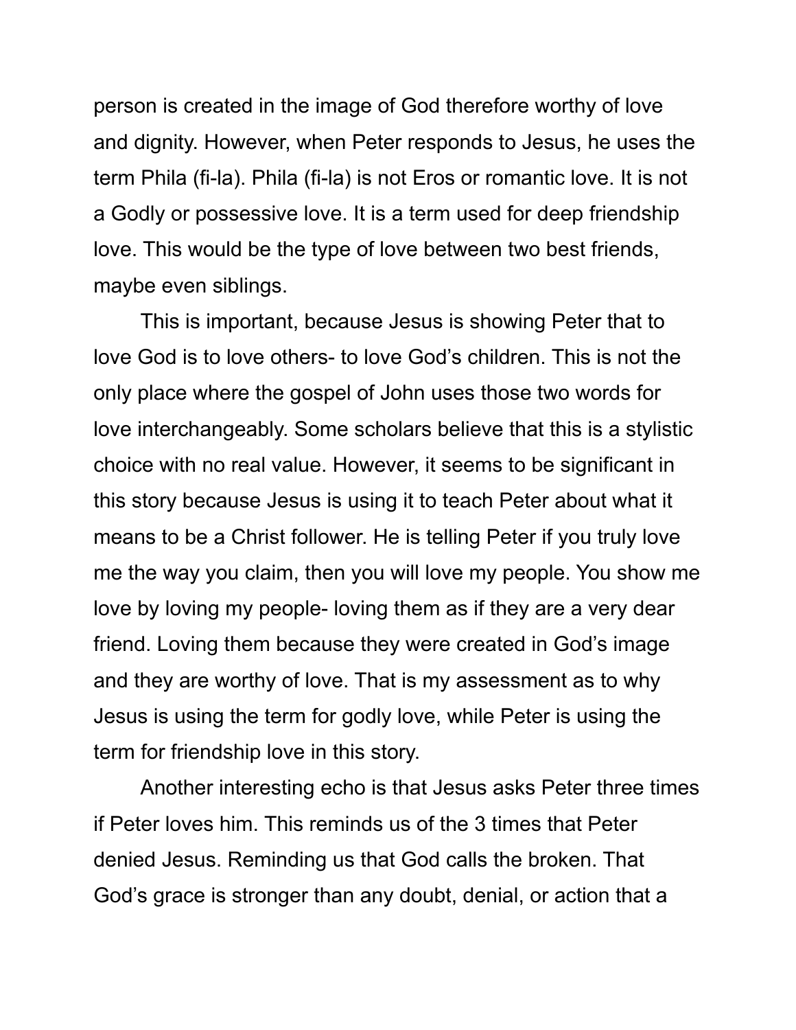person is created in the image of God therefore worthy of love and dignity. However, when Peter responds to Jesus, he uses the term Phila (fi-la). Phila (fi-la) is not Eros or romantic love. It is not a Godly or possessive love. It is a term used for deep friendship love. This would be the type of love between two best friends, maybe even siblings.

This is important, because Jesus is showing Peter that to love God is to love others- to love God's children. This is not the only place where the gospel of John uses those two words for love interchangeably. Some scholars believe that this is a stylistic choice with no real value. However, it seems to be significant in this story because Jesus is using it to teach Peter about what it means to be a Christ follower. He is telling Peter if you truly love me the way you claim, then you will love my people. You show me love by loving my people- loving them as if they are a very dear friend. Loving them because they were created in God's image and they are worthy of love. That is my assessment as to why Jesus is using the term for godly love, while Peter is using the term for friendship love in this story.

Another interesting echo is that Jesus asks Peter three times if Peter loves him. This reminds us of the 3 times that Peter denied Jesus. Reminding us that God calls the broken. That God's grace is stronger than any doubt, denial, or action that a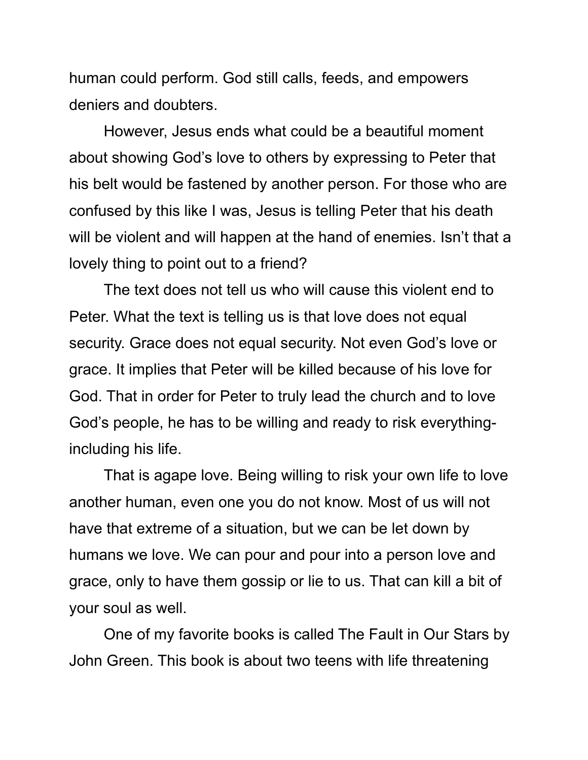human could perform. God still calls, feeds, and empowers deniers and doubters.

However, Jesus ends what could be a beautiful moment about showing God's love to others by expressing to Peter that his belt would be fastened by another person. For those who are confused by this like I was, Jesus is telling Peter that his death will be violent and will happen at the hand of enemies. Isn't that a lovely thing to point out to a friend?

The text does not tell us who will cause this violent end to Peter. What the text is telling us is that love does not equal security. Grace does not equal security. Not even God's love or grace. It implies that Peter will be killed because of his love for God. That in order for Peter to truly lead the church and to love God's people, he has to be willing and ready to risk everything-including his life.

That is agape love. Being willing to risk your own life to love another human, even one you do not know. Most of us will not have that extreme of a situation, but we can be let down by humans we love. We can pour and pour into a person love and grace, only to have them gossip or lie to us. That can kill a bit of your soul as well.

One of my favorite books is called The Fault in Our Stars by John Green. This book is about two teens with life threatening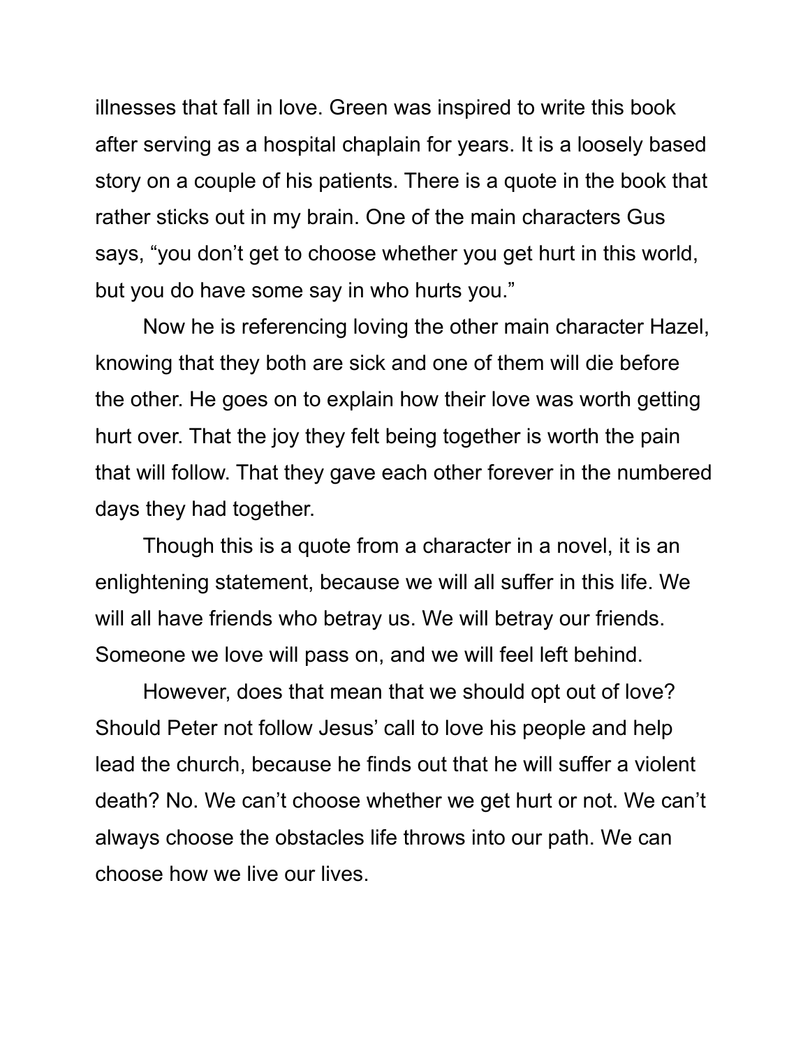illnesses that fall in love. Green was inspired to write this book after serving as a hospital chaplain for years. It is a loosely based story on a couple of his patients. There is a quote in the book that rather sticks out in my brain. One of the main characters Gus says, "you don't get to choose whether you get hurt in this world, but you do have some say in who hurts you."

Now he is referencing loving the other main character Hazel, knowing that they both are sick and one of them will die before the other. He goes on to explain how their love was worth getting hurt over. That the joy they felt being together is worth the pain that will follow. That they gave each other forever in the numbered days they had together.

Though this is a quote from a character in a novel, it is an enlightening statement, because we will all suffer in this life. We will all have friends who betray us. We will betray our friends. Someone we love will pass on, and we will feel left behind.

However, does that mean that we should opt out of love? Should Peter not follow Jesus' call to love his people and help lead the church, because he finds out that he will suffer a violent death? No. We can't choose whether we get hurt or not. We can't always choose the obstacles life throws into our path. We can choose how we live our lives.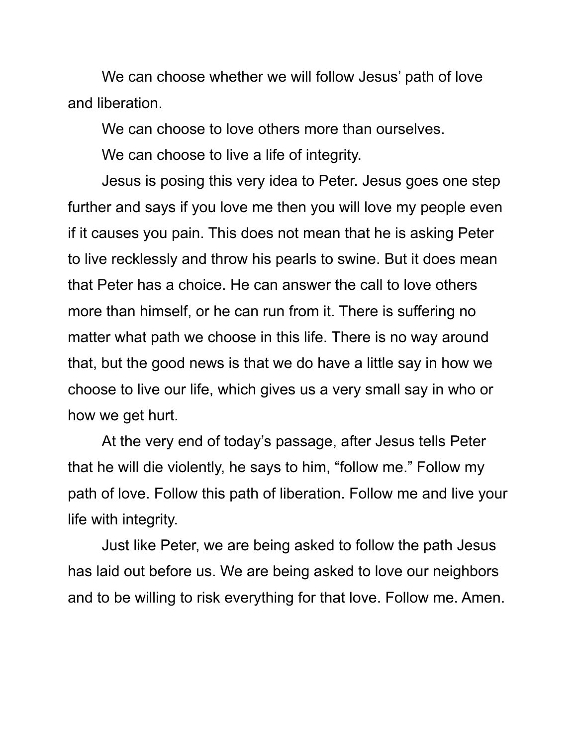We can choose whether we will follow Jesus' path of love and liberation.

We can choose to love others more than ourselves.

We can choose to live a life of integrity.

Jesus is posing this very idea to Peter. Jesus goes one step further and says if you love me then you will love my people even if it causes you pain. This does not mean that he is asking Peter to live recklessly and throw his pearls to swine. But it does mean that Peter has a choice. He can answer the call to love others more than himself, or he can run from it. There is suffering no matter what path we choose in this life. There is no way around that, but the good news is that we do have a little say in how we choose to live our life, which gives us a very small say in who or how we get hurt.

At the very end of today's passage, after Jesus tells Peter that he will die violently, he says to him, "follow me." Follow my path of love. Follow this path of liberation. Follow me and live your life with integrity.

Just like Peter, we are being asked to follow the path Jesus has laid out before us. We are being asked to love our neighbors and to be willing to risk everything for that love. Follow me. Amen.